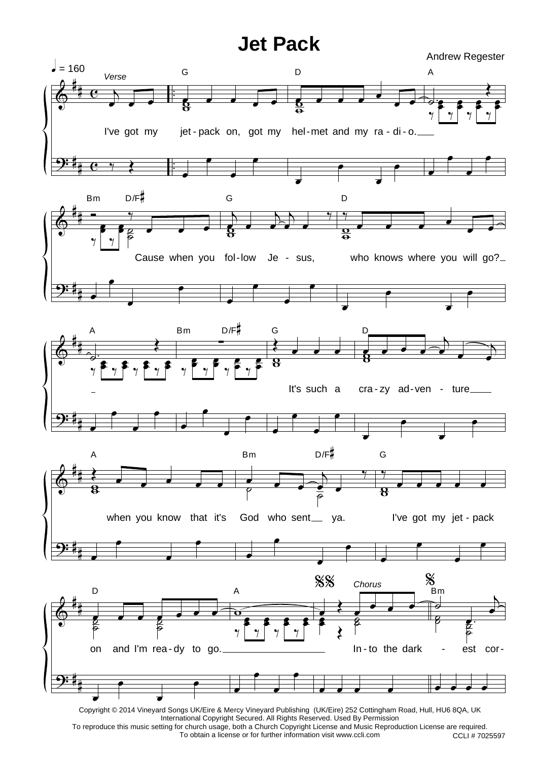# Jet Pack

Andrew Regester

♩ = 160

*Verse*

G D A Bm D/F♯ G D A Bm D/F♯ G D A Bm D/F♯ G D A

I've got my jet-pack on, got my hel-met and my ra-di-o.

Cause when you fol-low Je-sus, who knows where you will go?

It's such a cra-zy ad-ven-ture when you know that it's God who sent ya.

I've got my jet-pack on and I'm rea-dy to go.

*Chorus*

Bm

In-to the dark-est cor-

Copyright © 2014 Vineyard Songs UK/Eire & Mercy Vineyard Publishing (UK/Eire) 252 Cottingham Road, Hull, HU6 8QA, UK
International Copyright Secured. All Rights Reserved. Used By Permission
To reproduce this music setting for church usage, both a Church Copyright License and Music Reproduction License are required.
To obtain a license or for further information visit www.ccli.com

CCLI # 7025597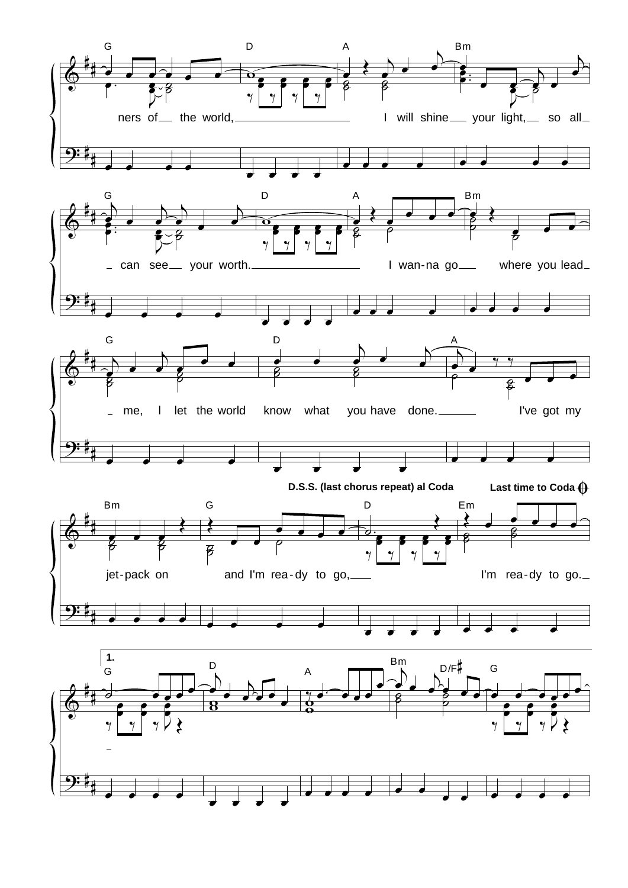G D A Bm

ners of the world, I will shine your light, so all

G D A Bm

can see your worth. I wan-na go where you lead

G D A

me, I let the world know what you have done. I've got my

**D.S.S. (last chorus repeat) al Coda** **Last time to Coda**

Bm G D Em

jet-pack on and I'm rea-dy to go, I'm rea-dy to go.

**1.**

G D A Bm D/F♯ G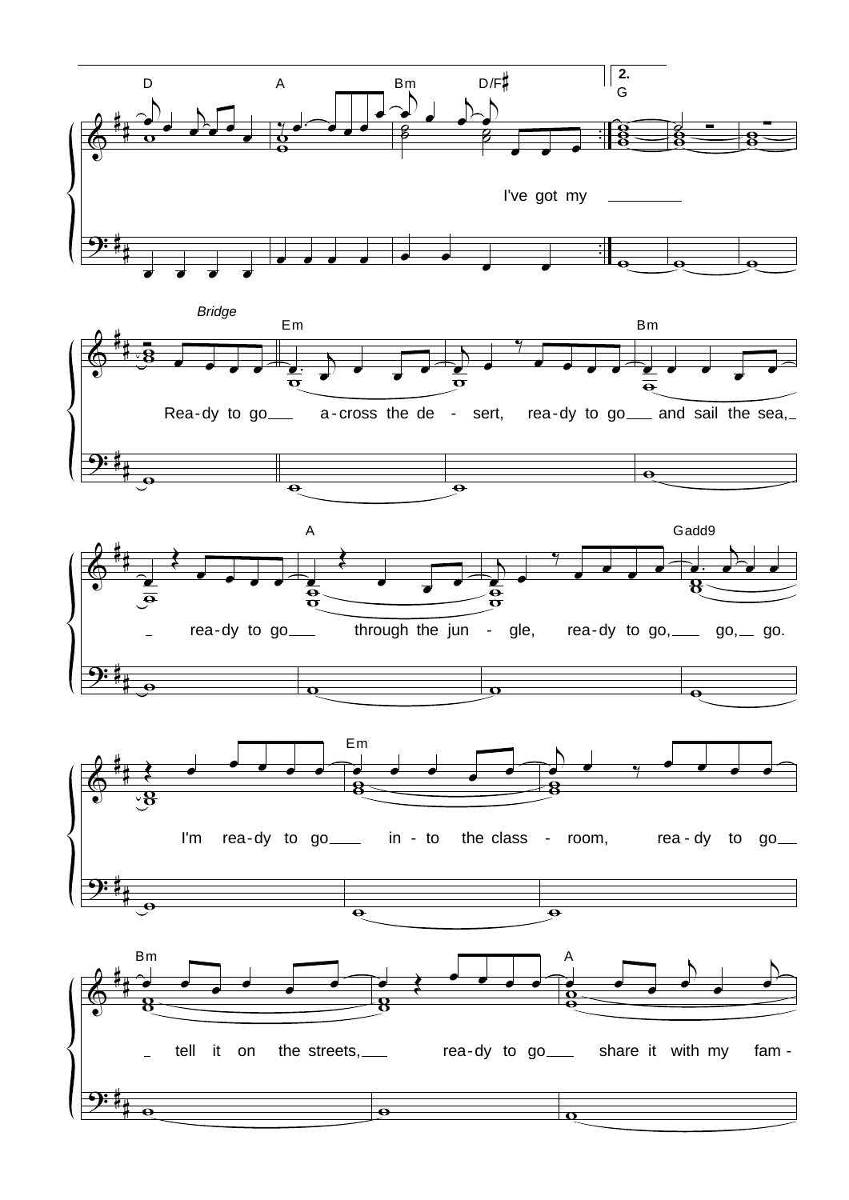2.

D A Bm D/F♯ G

I've got my ________

*Bridge*

Em Bm

Rea-dy to go___ a-cross the de - sert, rea-dy to go___ and sail the sea,_

A Gadd9

_ rea-dy to go___ through the jun - gle, rea-dy to go,___ go,_ go.

Em

I'm rea-dy to go___ in - to the class - room, rea - dy to go__

Bm A

_ tell it on the streets,___ rea-dy to go___ share it with my fam -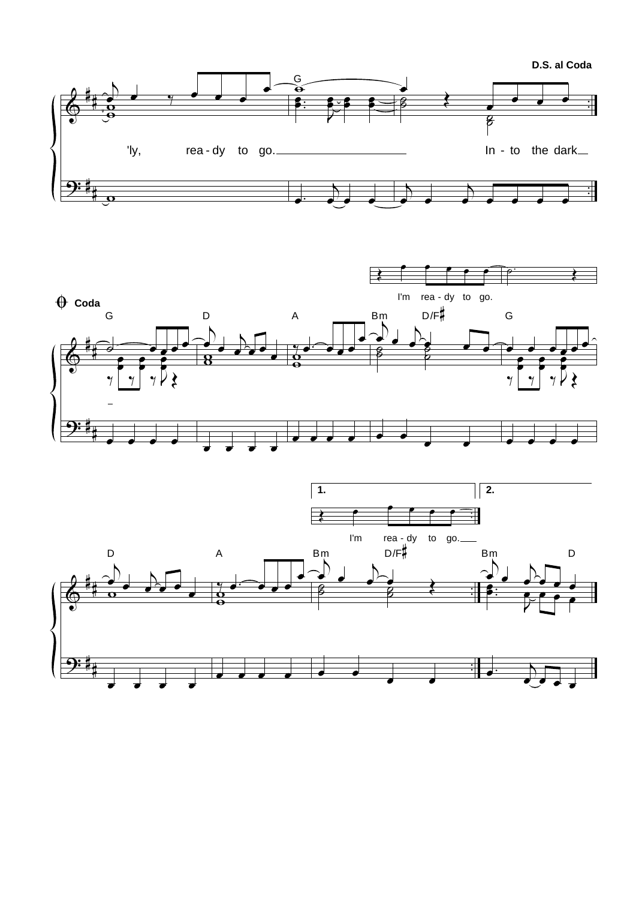D.S. al Coda

G

'ly, rea - dy to go. In - to the dark

I'm rea - dy to go.

**Coda**

G D A Bm D/F♯ G

1. 2.

I'm rea - dy to go.

D A Bm D/F♯ Bm D